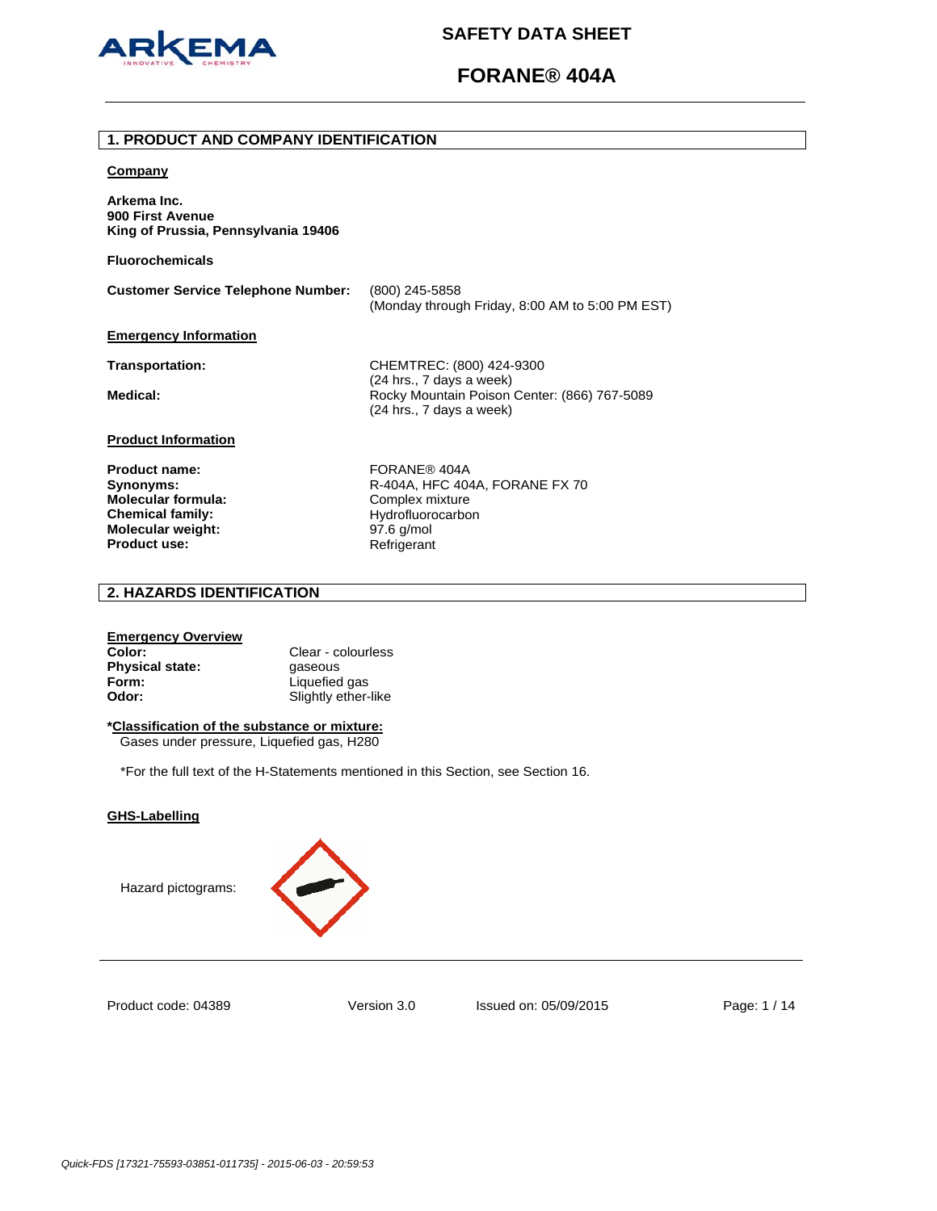# SAFETY DATA SHEET

# FORANE® 404A

## 1. PRODUCT AND COMPANY IDENTIFICATION

**Company**

**Arkema Inc.**
**900 First Avenue**
**King of Prussia, Pennsylvania 19406**

**Fluorochemicals**

**Customer Service Telephone Number:** (800) 245-5858
(Monday through Friday, 8:00 AM to 5:00 PM EST)

**Emergency Information**

**Transportation:** CHEMTREC: (800) 424-9300
(24 hrs., 7 days a week)

**Medical:** Rocky Mountain Poison Center: (866) 767-5089
(24 hrs., 7 days a week)

**Product Information**

| | |
|---|---|
| **Product name:** | FORANE® 404A |
| **Synonyms:** | R-404A, HFC 404A, FORANE FX 70 |
| **Molecular formula:** | Complex mixture |
| **Chemical family:** | Hydrofluorocarbon |
| **Molecular weight:** | 97.6 g/mol |
| **Product use:** | Refrigerant |

## 2. HAZARDS IDENTIFICATION

**Emergency Overview**

| | |
|---|---|
| **Color:** | Clear - colourless |
| **Physical state:** | gaseous |
| **Form:** | Liquefied gas |
| **Odor:** | Slightly ether-like |

***Classification of the substance or mixture:**

Gases under pressure, Liquefied gas, H280

*For the full text of the H-Statements mentioned in this Section, see Section 16.

**GHS-Labelling**

Hazard pictograms:

Product code: 04389 Version 3.0 Issued on: 05/09/2015

*Quick-FDS [17321-75593-03851-011735] - 2015-06-03 - 20:59:53*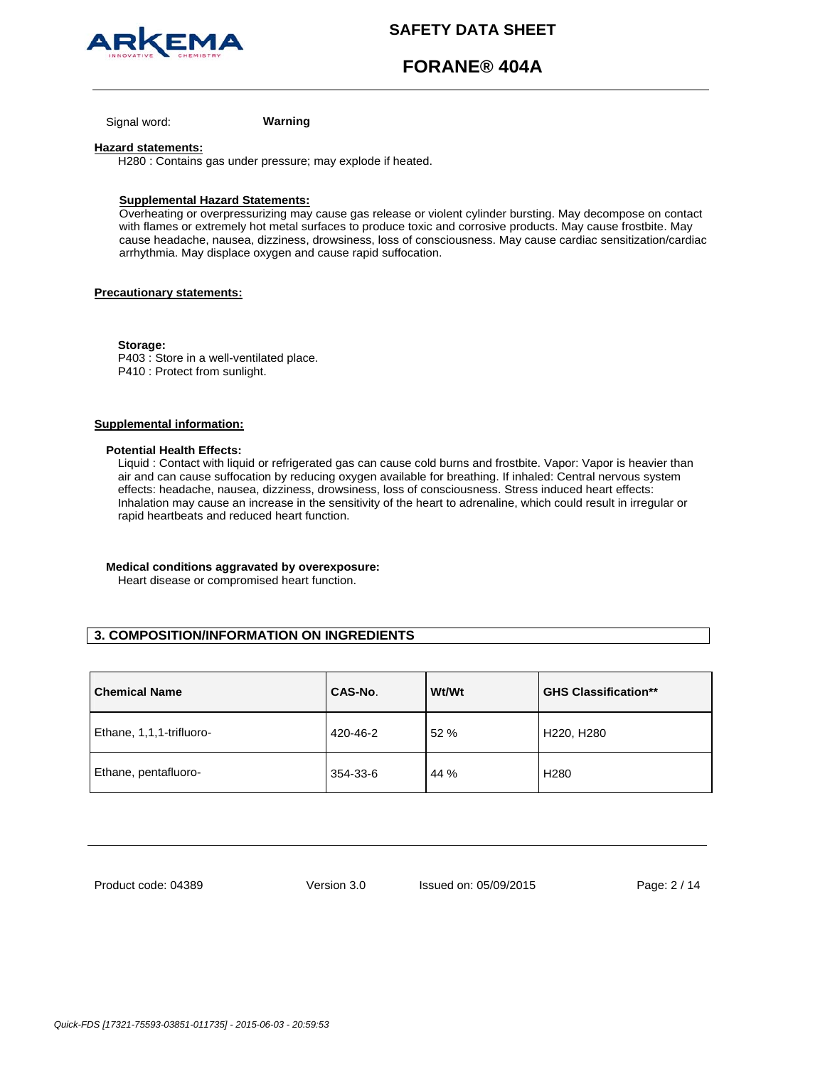Signal word: **Warning**

**Hazard statements:**

H280 : Contains gas under pressure; may explode if heated.

**Supplemental Hazard Statements:**

Overheating or overpressurizing may cause gas release or violent cylinder bursting. May decompose on contact with flames or extremely hot metal surfaces to produce toxic and corrosive products. May cause frostbite. May cause headache, nausea, dizziness, drowsiness, loss of consciousness. May cause cardiac sensitization/cardiac arrhythmia. May displace oxygen and cause rapid suffocation.

**Precautionary statements:**

**Storage:**

P403 : Store in a well-ventilated place.
P410 : Protect from sunlight.

**Supplemental information:**

**Potential Health Effects:**

Liquid : Contact with liquid or refrigerated gas can cause cold burns and frostbite. Vapor: Vapor is heavier than air and can cause suffocation by reducing oxygen available for breathing. If inhaled: Central nervous system effects: headache, nausea, dizziness, drowsiness, loss of consciousness. Stress induced heart effects: Inhalation may cause an increase in the sensitivity of the heart to adrenaline, which could result in irregular or rapid heartbeats and reduced heart function.

**Medical conditions aggravated by overexposure:**

Heart disease or compromised heart function.

## 3. COMPOSITION/INFORMATION ON INGREDIENTS

| Chemical Name | CAS-No. | Wt/Wt | GHS Classification** |
|---|---|---|---|
| Ethane, 1,1,1-trifluoro- | 420-46-2 | 52 % | H220, H280 |
| Ethane, pentafluoro- | 354-33-6 | 44 % | H280 |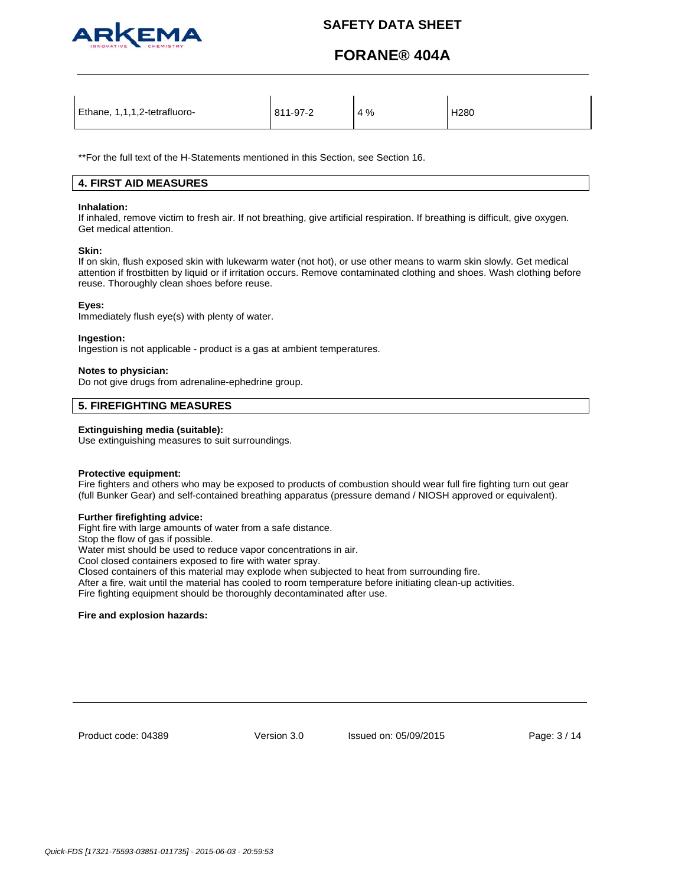| Ethane, 1,1,1,2-tetrafluoro- | 811-97-2 | 4 % | H280 |
|---|---|---|---|

**For the full text of the H-Statements mentioned in this Section, see Section 16.

## 4. FIRST AID MEASURES

**Inhalation:**
If inhaled, remove victim to fresh air. If not breathing, give artificial respiration. If breathing is difficult, give oxygen. Get medical attention.

**Skin:**
If on skin, flush exposed skin with lukewarm water (not hot), or use other means to warm skin slowly. Get medical attention if frostbitten by liquid or if irritation occurs. Remove contaminated clothing and shoes. Wash clothing before reuse. Thoroughly clean shoes before reuse.

**Eyes:**
Immediately flush eye(s) with plenty of water.

**Ingestion:**
Ingestion is not applicable - product is a gas at ambient temperatures.

**Notes to physician:**
Do not give drugs from adrenaline-ephedrine group.

## 5. FIREFIGHTING MEASURES

**Extinguishing media (suitable):**
Use extinguishing measures to suit surroundings.

**Protective equipment:**
Fire fighters and others who may be exposed to products of combustion should wear full fire fighting turn out gear (full Bunker Gear) and self-contained breathing apparatus (pressure demand / NIOSH approved or equivalent).

**Further firefighting advice:**
Fight fire with large amounts of water from a safe distance.
Stop the flow of gas if possible.
Water mist should be used to reduce vapor concentrations in air.
Cool closed containers exposed to fire with water spray.
Closed containers of this material may explode when subjected to heat from surrounding fire.
After a fire, wait until the material has cooled to room temperature before initiating clean-up activities.
Fire fighting equipment should be thoroughly decontaminated after use.

**Fire and explosion hazards:**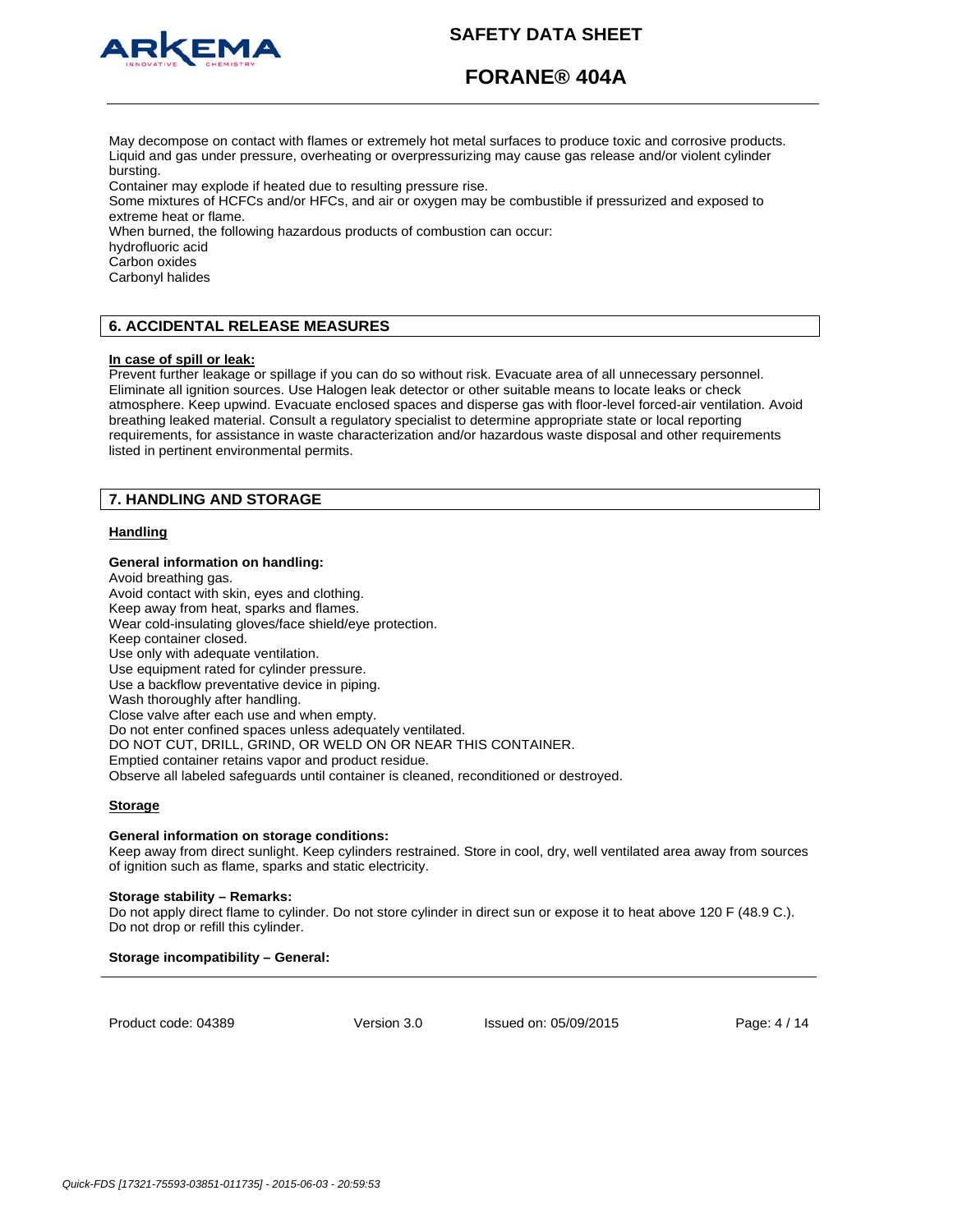May decompose on contact with flames or extremely hot metal surfaces to produce toxic and corrosive products. Liquid and gas under pressure, overheating or overpressurizing may cause gas release and/or violent cylinder bursting.
Container may explode if heated due to resulting pressure rise.
Some mixtures of HCFCs and/or HFCs, and air or oxygen may be combustible if pressurized and exposed to extreme heat or flame.
When burned, the following hazardous products of combustion can occur:
hydrofluoric acid
Carbon oxides
Carbonyl halides

## 6. ACCIDENTAL RELEASE MEASURES

**In case of spill or leak:**
Prevent further leakage or spillage if you can do so without risk. Evacuate area of all unnecessary personnel. Eliminate all ignition sources. Use Halogen leak detector or other suitable means to locate leaks or check atmosphere. Keep upwind. Evacuate enclosed spaces and disperse gas with floor-level forced-air ventilation. Avoid breathing leaked material. Consult a regulatory specialist to determine appropriate state or local reporting requirements, for assistance in waste characterization and/or hazardous waste disposal and other requirements listed in pertinent environmental permits.

## 7. HANDLING AND STORAGE

**Handling**

**General information on handling:**
Avoid breathing gas.
Avoid contact with skin, eyes and clothing.
Keep away from heat, sparks and flames.
Wear cold-insulating gloves/face shield/eye protection.
Keep container closed.
Use only with adequate ventilation.
Use equipment rated for cylinder pressure.
Use a backflow preventative device in piping.
Wash thoroughly after handling.
Close valve after each use and when empty.
Do not enter confined spaces unless adequately ventilated.
DO NOT CUT, DRILL, GRIND, OR WELD ON OR NEAR THIS CONTAINER.
Emptied container retains vapor and product residue.
Observe all labeled safeguards until container is cleaned, reconditioned or destroyed.

**Storage**

**General information on storage conditions:**
Keep away from direct sunlight. Keep cylinders restrained. Store in cool, dry, well ventilated area away from sources of ignition such as flame, sparks and static electricity.

**Storage stability – Remarks:**
Do not apply direct flame to cylinder. Do not store cylinder in direct sun or expose it to heat above 120 F (48.9 C.). Do not drop or refill this cylinder.

**Storage incompatibility – General:**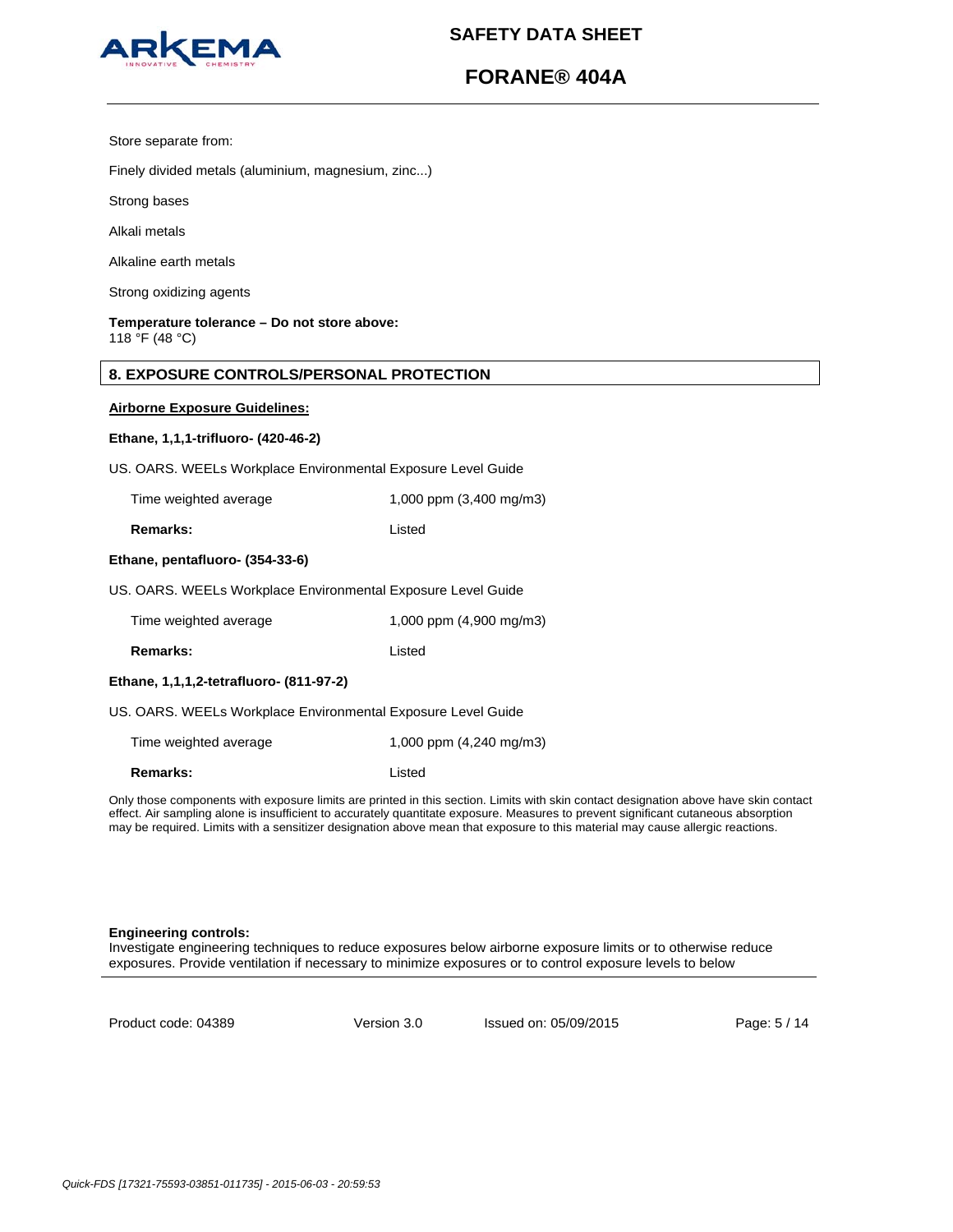Store separate from:

Finely divided metals (aluminium, magnesium, zinc...)

Strong bases

Alkali metals

Alkaline earth metals

Strong oxidizing agents

**Temperature tolerance – Do not store above:**
118 °F (48 °C)

## 8. EXPOSURE CONTROLS/PERSONAL PROTECTION

**Airborne Exposure Guidelines:**

**Ethane, 1,1,1-trifluoro- (420-46-2)**

US. OARS. WEELs Workplace Environmental Exposure Level Guide

| | |
|---|---|
| Time weighted average | 1,000 ppm (3,400 mg/m3) |
| **Remarks:** | Listed |

**Ethane, pentafluoro- (354-33-6)**

US. OARS. WEELs Workplace Environmental Exposure Level Guide

| | |
|---|---|
| Time weighted average | 1,000 ppm (4,900 mg/m3) |
| **Remarks:** | Listed |

**Ethane, 1,1,1,2-tetrafluoro- (811-97-2)**

US. OARS. WEELs Workplace Environmental Exposure Level Guide

| | |
|---|---|
| Time weighted average | 1,000 ppm (4,240 mg/m3) |
| **Remarks:** | Listed |

Only those components with exposure limits are printed in this section. Limits with skin contact designation above have skin contact effect. Air sampling alone is insufficient to accurately quantitate exposure. Measures to prevent significant cutaneous absorption may be required. Limits with a sensitizer designation above mean that exposure to this material may cause allergic reactions.

**Engineering controls:**
Investigate engineering techniques to reduce exposures below airborne exposure limits or to otherwise reduce exposures. Provide ventilation if necessary to minimize exposures or to control exposure levels to below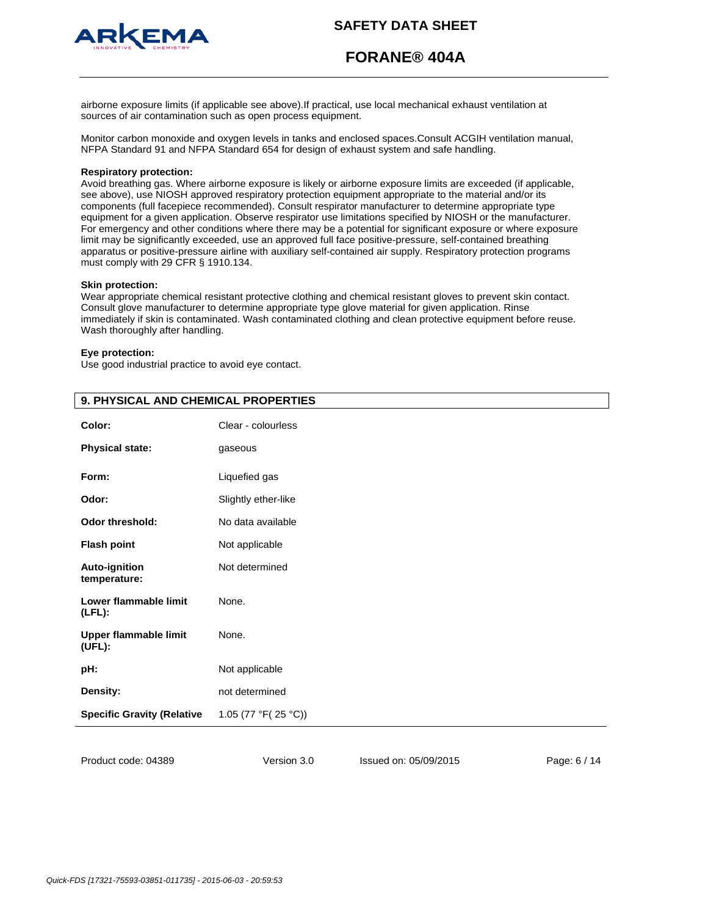airborne exposure limits (if applicable see above).If practical, use local mechanical exhaust ventilation at sources of air contamination such as open process equipment.

Monitor carbon monoxide and oxygen levels in tanks and enclosed spaces.Consult ACGIH ventilation manual, NFPA Standard 91 and NFPA Standard 654 for design of exhaust system and safe handling.

**Respiratory protection:**
Avoid breathing gas. Where airborne exposure is likely or airborne exposure limits are exceeded (if applicable, see above), use NIOSH approved respiratory protection equipment appropriate to the material and/or its components (full facepiece recommended). Consult respirator manufacturer to determine appropriate type equipment for a given application. Observe respirator use limitations specified by NIOSH or the manufacturer. For emergency and other conditions where there may be a potential for significant exposure or where exposure limit may be significantly exceeded, use an approved full face positive-pressure, self-contained breathing apparatus or positive-pressure airline with auxiliary self-contained air supply. Respiratory protection programs must comply with 29 CFR § 1910.134.

**Skin protection:**
Wear appropriate chemical resistant protective clothing and chemical resistant gloves to prevent skin contact. Consult glove manufacturer to determine appropriate type glove material for given application. Rinse immediately if skin is contaminated. Wash contaminated clothing and clean protective equipment before reuse. Wash thoroughly after handling.

**Eye protection:**
Use good industrial practice to avoid eye contact.

## 9. PHYSICAL AND CHEMICAL PROPERTIES

| | |
|---|---|
| **Color:** | Clear - colourless |
| **Physical state:** | gaseous |
| **Form:** | Liquefied gas |
| **Odor:** | Slightly ether-like |
| **Odor threshold:** | No data available |
| **Flash point** | Not applicable |
| **Auto-ignition temperature:** | Not determined |
| **Lower flammable limit (LFL):** | None. |
| **Upper flammable limit (UFL):** | None. |
| **pH:** | Not applicable |
| **Density:** | not determined |
| **Specific Gravity (Relative** | 1.05 (77 °F( 25 °C)) |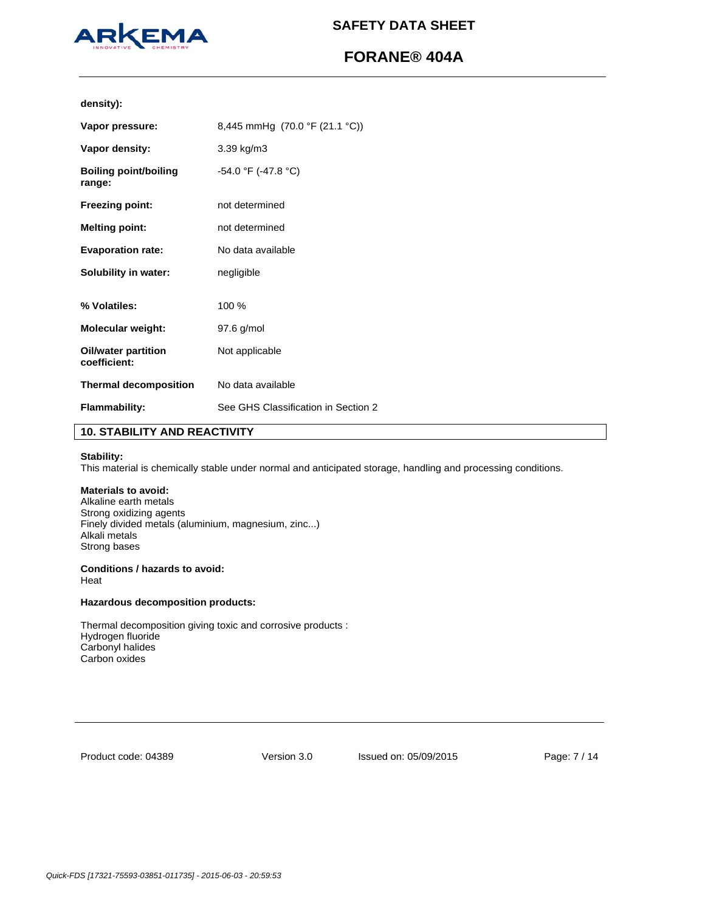**density):**

| | |
|---|---|
| **Vapor pressure:** | 8,445 mmHg (70.0 °F (21.1 °C)) |
| **Vapor density:** | 3.39 kg/m3 |
| **Boiling point/boiling range:** | -54.0 °F (-47.8 °C) |
| **Freezing point:** | not determined |
| **Melting point:** | not determined |
| **Evaporation rate:** | No data available |
| **Solubility in water:** | negligible |
| **% Volatiles:** | 100 % |
| **Molecular weight:** | 97.6 g/mol |
| **Oil/water partition coefficient:** | Not applicable |
| **Thermal decomposition** | No data available |
| **Flammability:** | See GHS Classification in Section 2 |

## 10. STABILITY AND REACTIVITY

**Stability:**
This material is chemically stable under normal and anticipated storage, handling and processing conditions.

**Materials to avoid:**
Alkaline earth metals
Strong oxidizing agents
Finely divided metals (aluminium, magnesium, zinc...)
Alkali metals
Strong bases

**Conditions / hazards to avoid:**
Heat

**Hazardous decomposition products:**

Thermal decomposition giving toxic and corrosive products :
Hydrogen fluoride
Carbonyl halides
Carbon oxides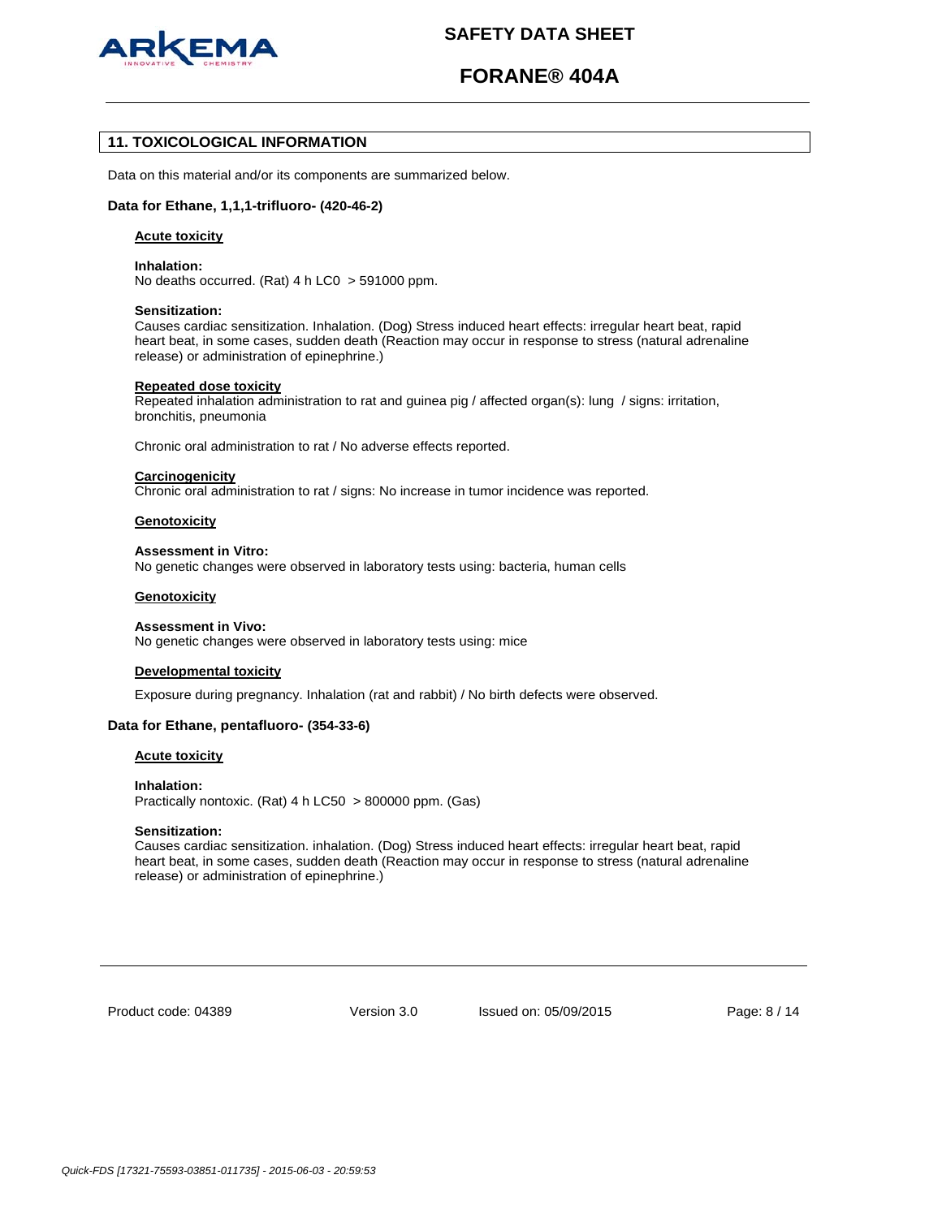## 11. TOXICOLOGICAL INFORMATION

Data on this material and/or its components are summarized below.

### Data for Ethane, 1,1,1-trifluoro- (420-46-2)

**Acute toxicity**

**Inhalation:**
No deaths occurred. (Rat) 4 h LC0 > 591000 ppm.

**Sensitization:**
Causes cardiac sensitization. Inhalation. (Dog) Stress induced heart effects: irregular heart beat, rapid heart beat, in some cases, sudden death (Reaction may occur in response to stress (natural adrenaline release) or administration of epinephrine.)

**Repeated dose toxicity**
Repeated inhalation administration to rat and guinea pig / affected organ(s): lung / signs: irritation, bronchitis, pneumonia

Chronic oral administration to rat / No adverse effects reported.

**Carcinogenicity**
Chronic oral administration to rat / signs: No increase in tumor incidence was reported.

**Genotoxicity**

**Assessment in Vitro:**
No genetic changes were observed in laboratory tests using: bacteria, human cells

**Genotoxicity**

**Assessment in Vivo:**
No genetic changes were observed in laboratory tests using: mice

**Developmental toxicity**

Exposure during pregnancy. Inhalation (rat and rabbit) / No birth defects were observed.

### Data for Ethane, pentafluoro- (354-33-6)

**Acute toxicity**

**Inhalation:**
Practically nontoxic. (Rat) 4 h LC50 > 800000 ppm. (Gas)

**Sensitization:**
Causes cardiac sensitization. inhalation. (Dog) Stress induced heart effects: irregular heart beat, rapid heart beat, in some cases, sudden death (Reaction may occur in response to stress (natural adrenaline release) or administration of epinephrine.)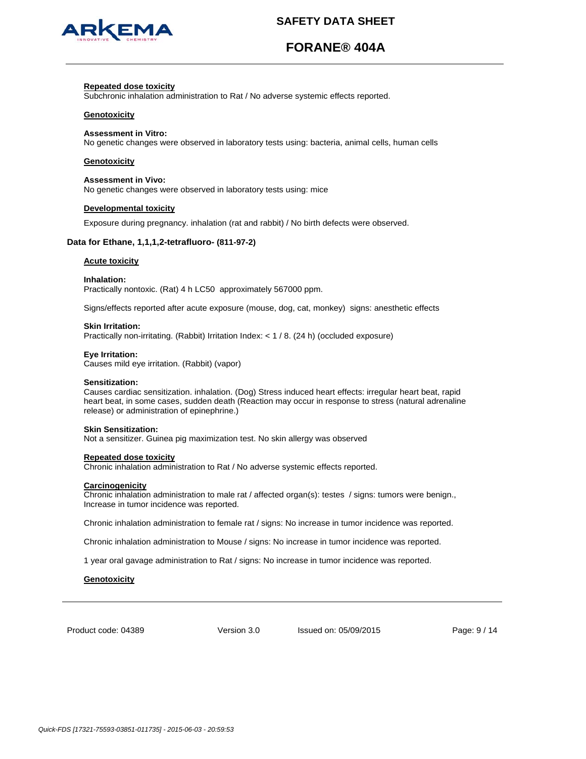**Repeated dose toxicity**

Subchronic inhalation administration to Rat / No adverse systemic effects reported.

**Genotoxicity**

**Assessment in Vitro:**
No genetic changes were observed in laboratory tests using: bacteria, animal cells, human cells

**Genotoxicity**

**Assessment in Vivo:**
No genetic changes were observed in laboratory tests using: mice

**Developmental toxicity**

Exposure during pregnancy. inhalation (rat and rabbit) / No birth defects were observed.

### Data for Ethane, 1,1,1,2-tetrafluoro- (811-97-2)

**Acute toxicity**

**Inhalation:**
Practically nontoxic. (Rat) 4 h LC50 approximately 567000 ppm.

Signs/effects reported after acute exposure (mouse, dog, cat, monkey) signs: anesthetic effects

**Skin Irritation:**
Practically non-irritating. (Rabbit) Irritation Index: < 1 / 8. (24 h) (occluded exposure)

**Eye Irritation:**
Causes mild eye irritation. (Rabbit) (vapor)

**Sensitization:**
Causes cardiac sensitization. inhalation. (Dog) Stress induced heart effects: irregular heart beat, rapid heart beat, in some cases, sudden death (Reaction may occur in response to stress (natural adrenaline release) or administration of epinephrine.)

**Skin Sensitization:**
Not a sensitizer. Guinea pig maximization test. No skin allergy was observed

**Repeated dose toxicity**

Chronic inhalation administration to Rat / No adverse systemic effects reported.

**Carcinogenicity**

Chronic inhalation administration to male rat / affected organ(s): testes / signs: tumors were benign., Increase in tumor incidence was reported.

Chronic inhalation administration to female rat / signs: No increase in tumor incidence was reported.

Chronic inhalation administration to Mouse / signs: No increase in tumor incidence was reported.

1 year oral gavage administration to Rat / signs: No increase in tumor incidence was reported.

**Genotoxicity**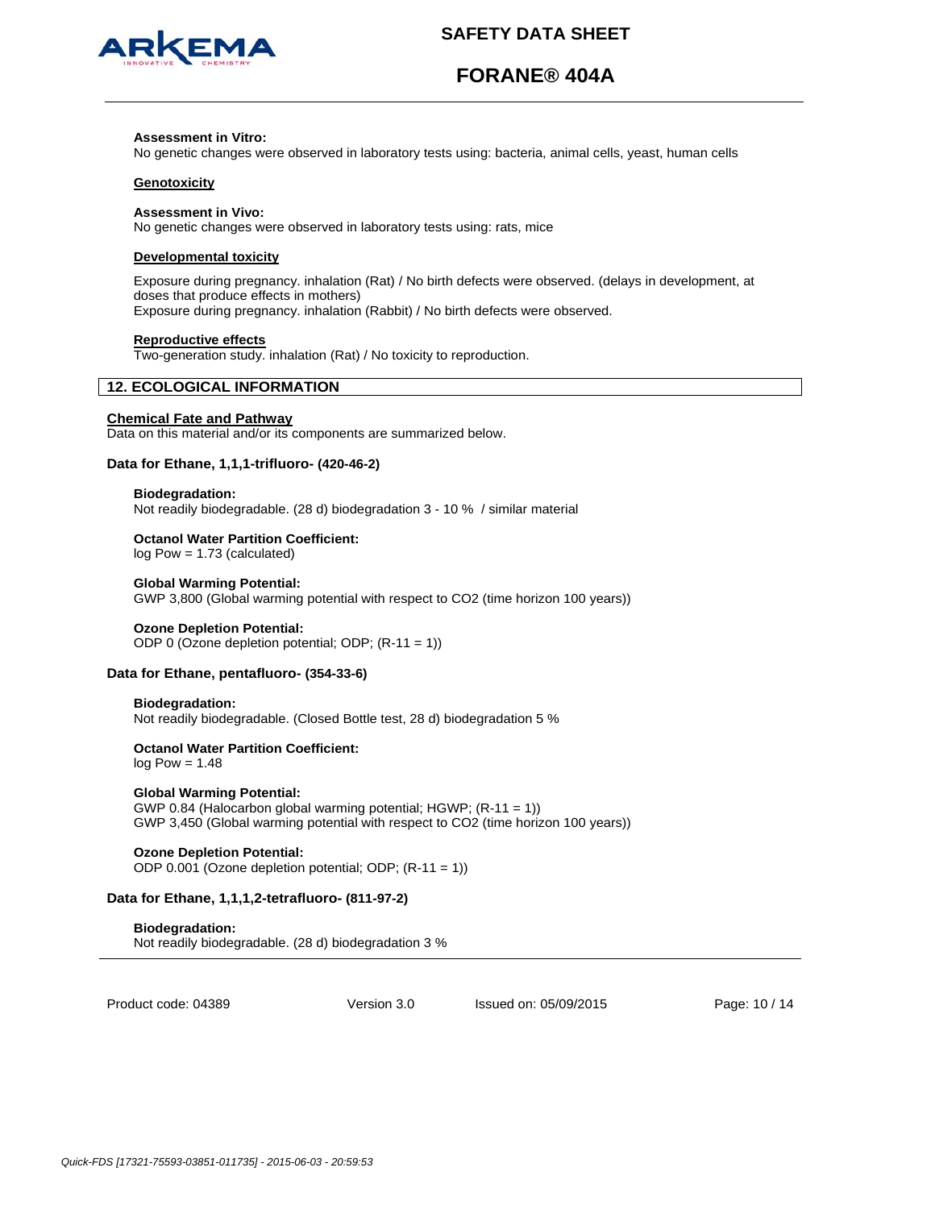**Assessment in Vitro:**
No genetic changes were observed in laboratory tests using: bacteria, animal cells, yeast, human cells

**Genotoxicity**

**Assessment in Vivo:**
No genetic changes were observed in laboratory tests using: rats, mice

**Developmental toxicity**

Exposure during pregnancy. inhalation (Rat) / No birth defects were observed. (delays in development, at doses that produce effects in mothers)
Exposure during pregnancy. inhalation (Rabbit) / No birth defects were observed.

**Reproductive effects**
Two-generation study. inhalation (Rat) / No toxicity to reproduction.

## 12. ECOLOGICAL INFORMATION

**Chemical Fate and Pathway**
Data on this material and/or its components are summarized below.

### Data for Ethane, 1,1,1-trifluoro- (420-46-2)

**Biodegradation:**
Not readily biodegradable. (28 d) biodegradation 3 - 10 % / similar material

**Octanol Water Partition Coefficient:**
log Pow = 1.73 (calculated)

**Global Warming Potential:**
GWP 3,800 (Global warming potential with respect to CO2 (time horizon 100 years))

**Ozone Depletion Potential:**
ODP 0 (Ozone depletion potential; ODP; (R-11 = 1))

### Data for Ethane, pentafluoro- (354-33-6)

**Biodegradation:**
Not readily biodegradable. (Closed Bottle test, 28 d) biodegradation 5 %

**Octanol Water Partition Coefficient:**
log Pow = 1.48

**Global Warming Potential:**
GWP 0.84 (Halocarbon global warming potential; HGWP; (R-11 = 1))
GWP 3,450 (Global warming potential with respect to CO2 (time horizon 100 years))

**Ozone Depletion Potential:**
ODP 0.001 (Ozone depletion potential; ODP; (R-11 = 1))

### Data for Ethane, 1,1,1,2-tetrafluoro- (811-97-2)

**Biodegradation:**
Not readily biodegradable. (28 d) biodegradation 3 %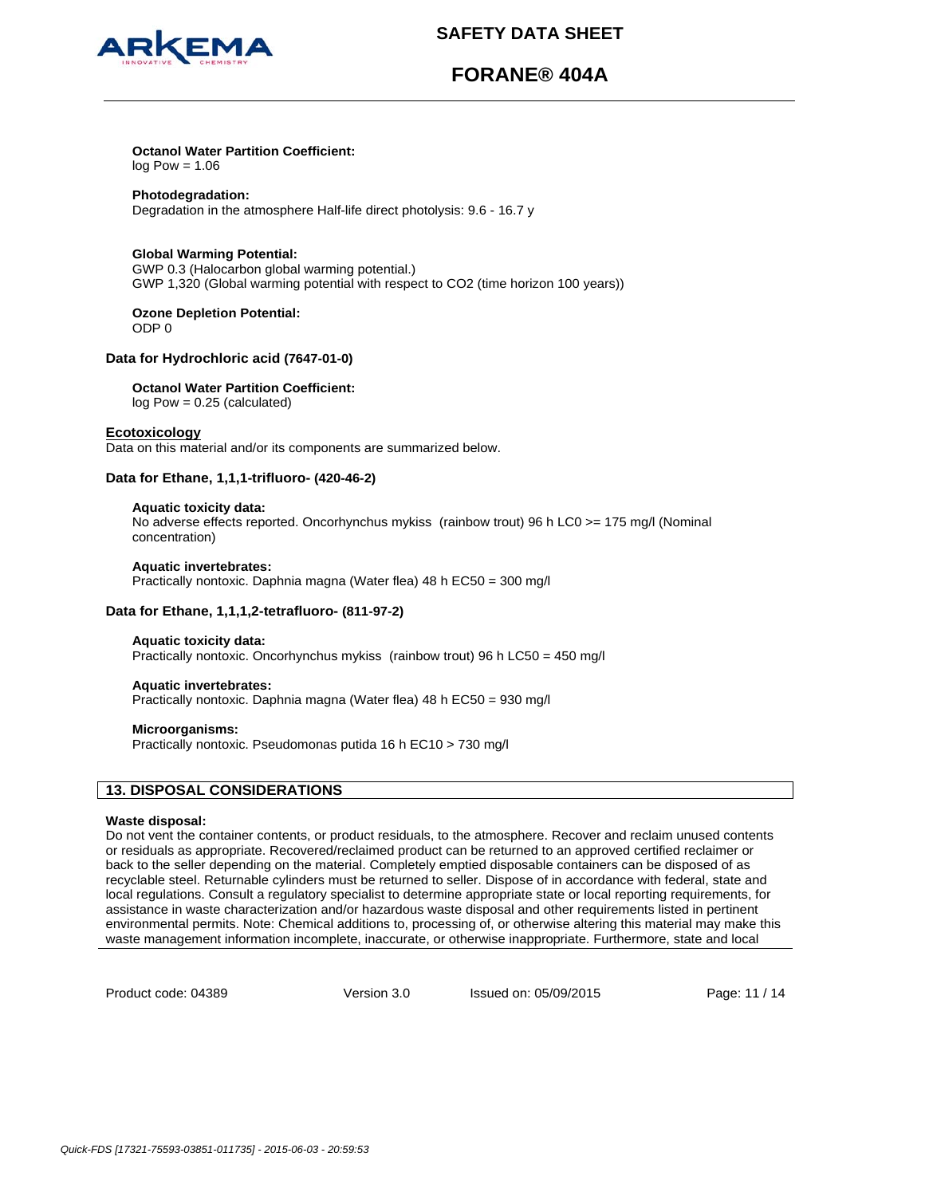**Octanol Water Partition Coefficient:**
log Pow = 1.06

**Photodegradation:**
Degradation in the atmosphere Half-life direct photolysis: 9.6 - 16.7 y

**Global Warming Potential:**
GWP 0.3 (Halocarbon global warming potential.)
GWP 1,320 (Global warming potential with respect to CO2 (time horizon 100 years))

**Ozone Depletion Potential:**
ODP 0

**Data for Hydrochloric acid (7647-01-0)**

**Octanol Water Partition Coefficient:**
log Pow = 0.25 (calculated)

**Ecotoxicology**
Data on this material and/or its components are summarized below.

**Data for Ethane, 1,1,1-trifluoro- (420-46-2)**

**Aquatic toxicity data:**
No adverse effects reported. Oncorhynchus mykiss (rainbow trout) 96 h LC0 >= 175 mg/l (Nominal concentration)

**Aquatic invertebrates:**
Practically nontoxic. Daphnia magna (Water flea) 48 h EC50 = 300 mg/l

**Data for Ethane, 1,1,1,2-tetrafluoro- (811-97-2)**

**Aquatic toxicity data:**
Practically nontoxic. Oncorhynchus mykiss (rainbow trout) 96 h LC50 = 450 mg/l

**Aquatic invertebrates:**
Practically nontoxic. Daphnia magna (Water flea) 48 h EC50 = 930 mg/l

**Microorganisms:**
Practically nontoxic. Pseudomonas putida 16 h EC10 > 730 mg/l

## 13. DISPOSAL CONSIDERATIONS

**Waste disposal:**
Do not vent the container contents, or product residuals, to the atmosphere. Recover and reclaim unused contents or residuals as appropriate. Recovered/reclaimed product can be returned to an approved certified reclaimer or back to the seller depending on the material. Completely emptied disposable containers can be disposed of as recyclable steel. Returnable cylinders must be returned to seller. Dispose of in accordance with federal, state and local regulations. Consult a regulatory specialist to determine appropriate state or local reporting requirements, for assistance in waste characterization and/or hazardous waste disposal and other requirements listed in pertinent environmental permits. Note: Chemical additions to, processing of, or otherwise altering this material may make this waste management information incomplete, inaccurate, or otherwise inappropriate. Furthermore, state and local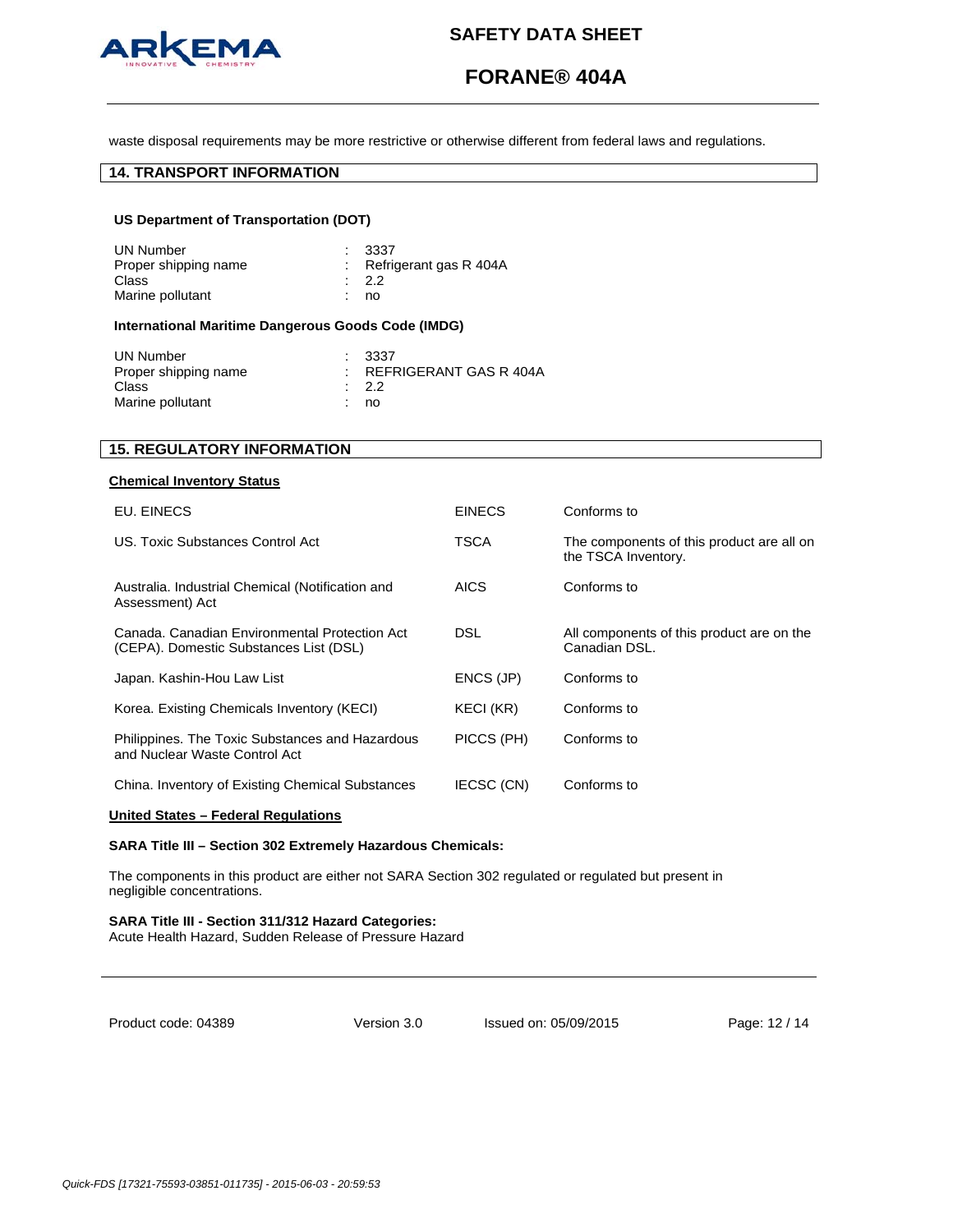waste disposal requirements may be more restrictive or otherwise different from federal laws and regulations.

## 14. TRANSPORT INFORMATION

### US Department of Transportation (DOT)

| | | |
|---|---|---|
| UN Number | : | 3337 |
| Proper shipping name | : | Refrigerant gas R 404A |
| Class | : | 2.2 |
| Marine pollutant | : | no |

### International Maritime Dangerous Goods Code (IMDG)

| | | |
|---|---|---|
| UN Number | : | 3337 |
| Proper shipping name | : | REFRIGERANT GAS R 404A |
| Class | : | 2.2 |
| Marine pollutant | : | no |

## 15. REGULATORY INFORMATION

**Chemical Inventory Status**

| | | |
|---|---|---|
| EU. EINECS | EINECS | Conforms to |
| US. Toxic Substances Control Act | TSCA | The components of this product are all on the TSCA Inventory. |
| Australia. Industrial Chemical (Notification and Assessment) Act | AICS | Conforms to |
| Canada. Canadian Environmental Protection Act (CEPA). Domestic Substances List (DSL) | DSL | All components of this product are on the Canadian DSL. |
| Japan. Kashin-Hou Law List | ENCS (JP) | Conforms to |
| Korea. Existing Chemicals Inventory (KECI) | KECI (KR) | Conforms to |
| Philippines. The Toxic Substances and Hazardous and Nuclear Waste Control Act | PICCS (PH) | Conforms to |
| China. Inventory of Existing Chemical Substances | IECSC (CN) | Conforms to |

**United States – Federal Regulations**

**SARA Title III – Section 302 Extremely Hazardous Chemicals:**

The components in this product are either not SARA Section 302 regulated or regulated but present in negligible concentrations.

**SARA Title III - Section 311/312 Hazard Categories:**
Acute Health Hazard, Sudden Release of Pressure Hazard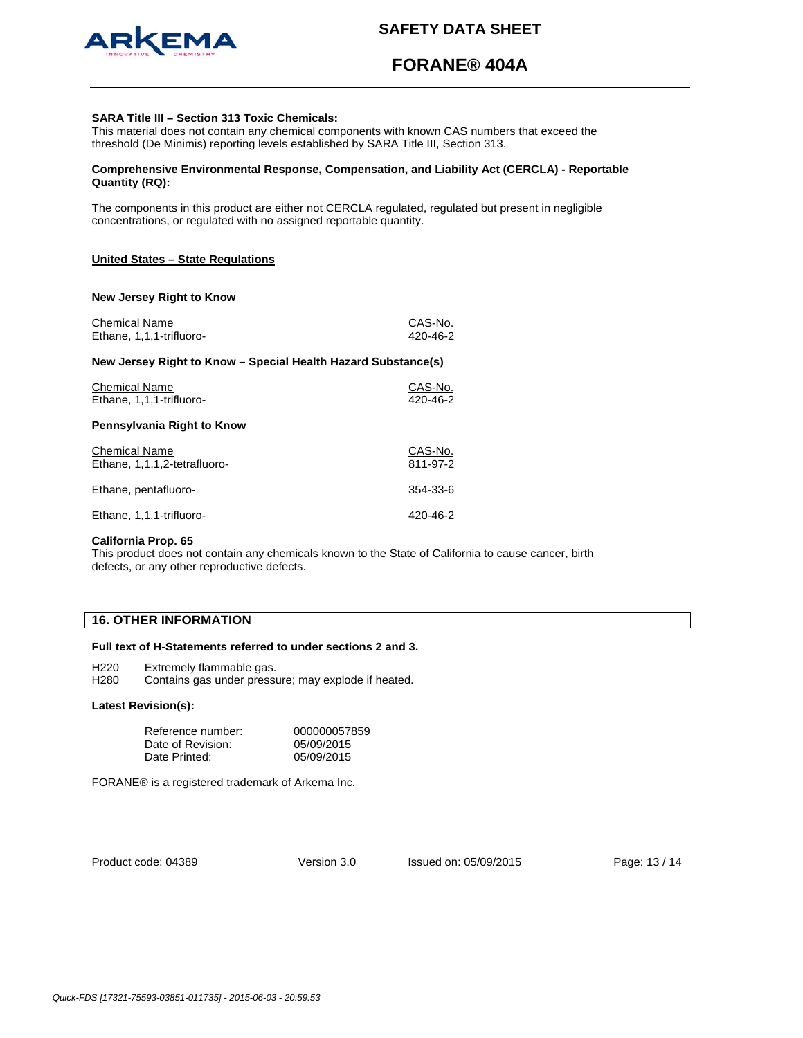**SARA Title III – Section 313 Toxic Chemicals:**
This material does not contain any chemical components with known CAS numbers that exceed the threshold (De Minimis) reporting levels established by SARA Title III, Section 313.

**Comprehensive Environmental Response, Compensation, and Liability Act (CERCLA) - Reportable Quantity (RQ):**

The components in this product are either not CERCLA regulated, regulated but present in negligible concentrations, or regulated with no assigned reportable quantity.

**United States – State Regulations**

**New Jersey Right to Know**

| Chemical Name | CAS-No. |
|---|---|
| Ethane, 1,1,1-trifluoro- | 420-46-2 |

**New Jersey Right to Know – Special Health Hazard Substance(s)**

| Chemical Name | CAS-No. |
|---|---|
| Ethane, 1,1,1-trifluoro- | 420-46-2 |

**Pennsylvania Right to Know**

| Chemical Name | CAS-No. |
|---|---|
| Ethane, 1,1,1,2-tetrafluoro- | 811-97-2 |
| Ethane, pentafluoro- | 354-33-6 |
| Ethane, 1,1,1-trifluoro- | 420-46-2 |

**California Prop. 65**
This product does not contain any chemicals known to the State of California to cause cancer, birth defects, or any other reproductive defects.

## 16. OTHER INFORMATION

**Full text of H-Statements referred to under sections 2 and 3.**

H220 Extremely flammable gas.
H280 Contains gas under pressure; may explode if heated.

**Latest Revision(s):**

| | |
|---|---|
| Reference number: | 000000057859 |
| Date of Revision: | 05/09/2015 |
| Date Printed: | 05/09/2015 |

FORANE® is a registered trademark of Arkema Inc.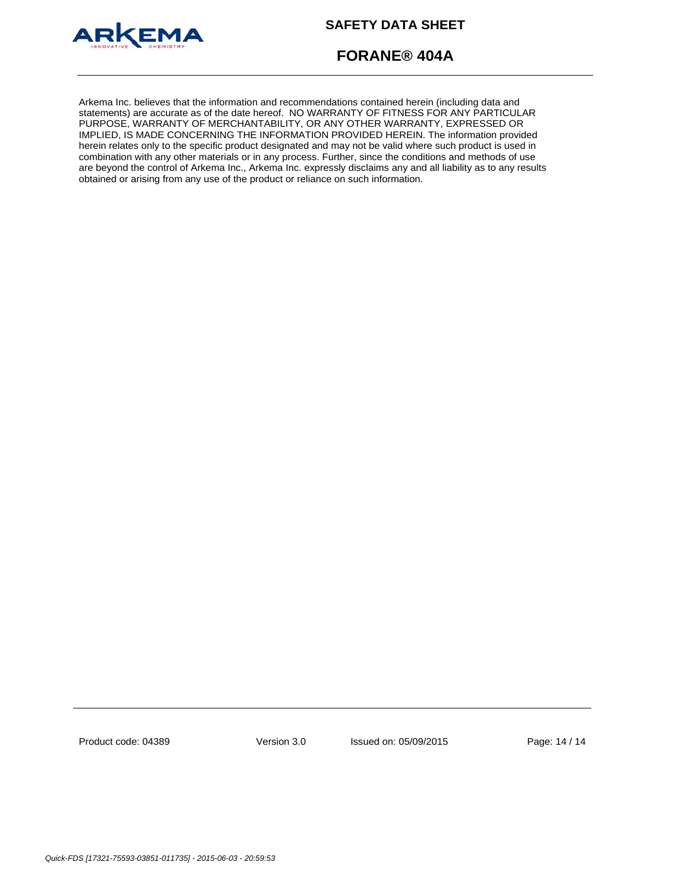Arkema Inc. believes that the information and recommendations contained herein (including data and statements) are accurate as of the date hereof. NO WARRANTY OF FITNESS FOR ANY PARTICULAR PURPOSE, WARRANTY OF MERCHANTABILITY, OR ANY OTHER WARRANTY, EXPRESSED OR IMPLIED, IS MADE CONCERNING THE INFORMATION PROVIDED HEREIN. The information provided herein relates only to the specific product designated and may not be valid where such product is used in combination with any other materials or in any process. Further, since the conditions and methods of use are beyond the control of Arkema Inc., Arkema Inc. expressly disclaims any and all liability as to any results obtained or arising from any use of the product or reliance on such information.